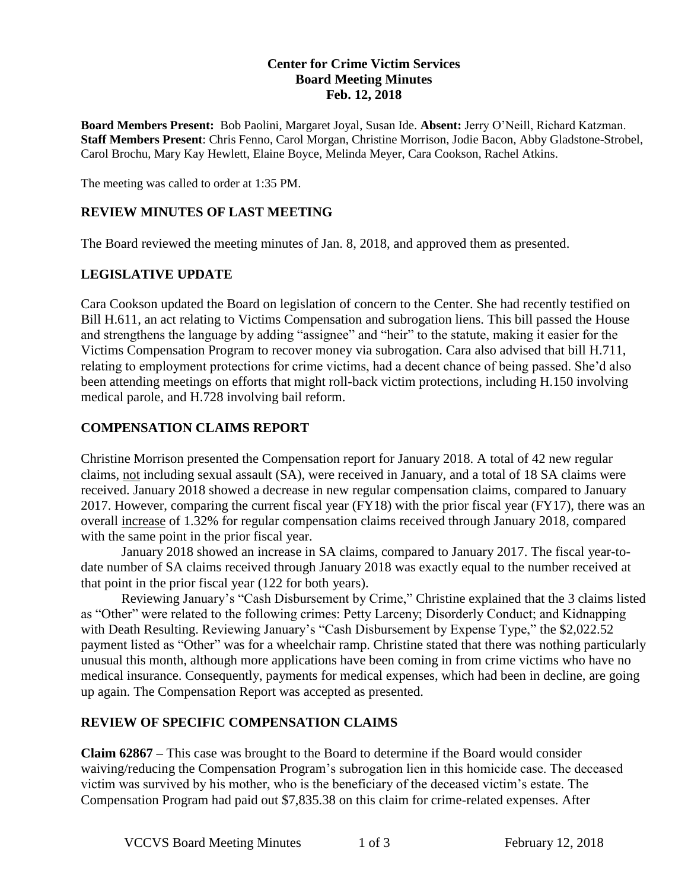**Center for Crime Victim Services**
**Board Meeting Minutes**
**Feb. 12, 2018**

**Board Members Present:** Bob Paolini, Margaret Joyal, Susan Ide. **Absent:** Jerry O'Neill, Richard Katzman. **Staff Members Present**: Chris Fenno, Carol Morgan, Christine Morrison, Jodie Bacon, Abby Gladstone-Strobel, Carol Brochu, Mary Kay Hewlett, Elaine Boyce, Melinda Meyer, Cara Cookson, Rachel Atkins.

The meeting was called to order at 1:35 PM.

## REVIEW MINUTES OF LAST MEETING

The Board reviewed the meeting minutes of Jan. 8, 2018, and approved them as presented.

## LEGISLATIVE UPDATE

Cara Cookson updated the Board on legislation of concern to the Center. She had recently testified on Bill H.611, an act relating to Victims Compensation and subrogation liens. This bill passed the House and strengthens the language by adding "assignee" and "heir" to the statute, making it easier for the Victims Compensation Program to recover money via subrogation. Cara also advised that bill H.711, relating to employment protections for crime victims, had a decent chance of being passed. She'd also been attending meetings on efforts that might roll-back victim protections, including H.150 involving medical parole, and H.728 involving bail reform.

## COMPENSATION CLAIMS REPORT

Christine Morrison presented the Compensation report for January 2018. A total of 42 new regular claims, not including sexual assault (SA), were received in January, and a total of 18 SA claims were received. January 2018 showed a decrease in new regular compensation claims, compared to January 2017. However, comparing the current fiscal year (FY18) with the prior fiscal year (FY17), there was an overall increase of 1.32% for regular compensation claims received through January 2018, compared with the same point in the prior fiscal year.

January 2018 showed an increase in SA claims, compared to January 2017. The fiscal year-to-date number of SA claims received through January 2018 was exactly equal to the number received at that point in the prior fiscal year (122 for both years).

Reviewing January's "Cash Disbursement by Crime," Christine explained that the 3 claims listed as "Other" were related to the following crimes: Petty Larceny; Disorderly Conduct; and Kidnapping with Death Resulting. Reviewing January's "Cash Disbursement by Expense Type," the $2,022.52 payment listed as "Other" was for a wheelchair ramp. Christine stated that there was nothing particularly unusual this month, although more applications have been coming in from crime victims who have no medical insurance. Consequently, payments for medical expenses, which had been in decline, are going up again. The Compensation Report was accepted as presented.

## REVIEW OF SPECIFIC COMPENSATION CLAIMS

**Claim 62867 –** This case was brought to the Board to determine if the Board would consider waiving/reducing the Compensation Program's subrogation lien in this homicide case. The deceased victim was survived by his mother, who is the beneficiary of the deceased victim's estate. The Compensation Program had paid out $7,835.38 on this claim for crime-related expenses. After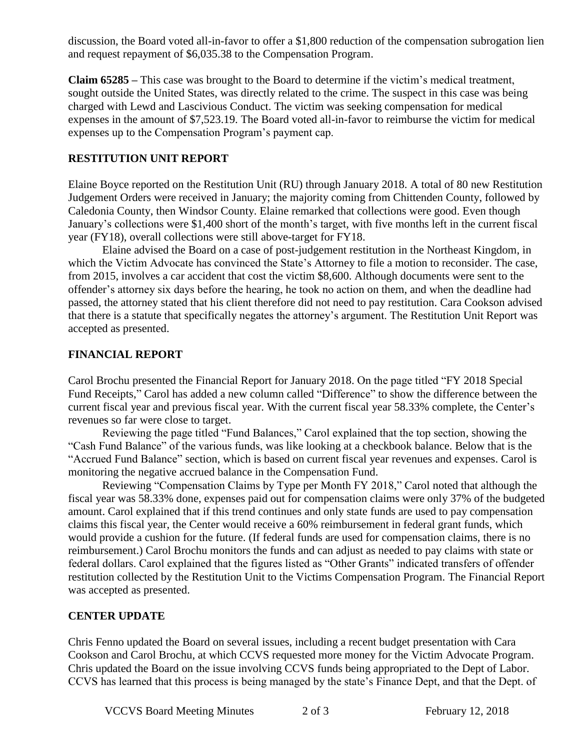discussion, the Board voted all-in-favor to offer a $1,800 reduction of the compensation subrogation lien and request repayment of $6,035.38 to the Compensation Program.

**Claim 65285 –** This case was brought to the Board to determine if the victim's medical treatment, sought outside the United States, was directly related to the crime. The suspect in this case was being charged with Lewd and Lascivious Conduct. The victim was seeking compensation for medical expenses in the amount of $7,523.19. The Board voted all-in-favor to reimburse the victim for medical expenses up to the Compensation Program's payment cap.

## RESTITUTION UNIT REPORT

Elaine Boyce reported on the Restitution Unit (RU) through January 2018. A total of 80 new Restitution Judgement Orders were received in January; the majority coming from Chittenden County, followed by Caledonia County, then Windsor County. Elaine remarked that collections were good. Even though January's collections were $1,400 short of the month's target, with five months left in the current fiscal year (FY18), overall collections were still above-target for FY18.

Elaine advised the Board on a case of post-judgement restitution in the Northeast Kingdom, in which the Victim Advocate has convinced the State's Attorney to file a motion to reconsider. The case, from 2015, involves a car accident that cost the victim $8,600. Although documents were sent to the offender's attorney six days before the hearing, he took no action on them, and when the deadline had passed, the attorney stated that his client therefore did not need to pay restitution. Cara Cookson advised that there is a statute that specifically negates the attorney's argument. The Restitution Unit Report was accepted as presented.

## FINANCIAL REPORT

Carol Brochu presented the Financial Report for January 2018. On the page titled "FY 2018 Special Fund Receipts," Carol has added a new column called "Difference" to show the difference between the current fiscal year and previous fiscal year. With the current fiscal year 58.33% complete, the Center's revenues so far were close to target.

Reviewing the page titled "Fund Balances," Carol explained that the top section, showing the "Cash Fund Balance" of the various funds, was like looking at a checkbook balance. Below that is the "Accrued Fund Balance" section, which is based on current fiscal year revenues and expenses. Carol is monitoring the negative accrued balance in the Compensation Fund.

Reviewing "Compensation Claims by Type per Month FY 2018," Carol noted that although the fiscal year was 58.33% done, expenses paid out for compensation claims were only 37% of the budgeted amount. Carol explained that if this trend continues and only state funds are used to pay compensation claims this fiscal year, the Center would receive a 60% reimbursement in federal grant funds, which would provide a cushion for the future. (If federal funds are used for compensation claims, there is no reimbursement.) Carol Brochu monitors the funds and can adjust as needed to pay claims with state or federal dollars. Carol explained that the figures listed as "Other Grants" indicated transfers of offender restitution collected by the Restitution Unit to the Victims Compensation Program. The Financial Report was accepted as presented.

## CENTER UPDATE

Chris Fenno updated the Board on several issues, including a recent budget presentation with Cara Cookson and Carol Brochu, at which CCVS requested more money for the Victim Advocate Program. Chris updated the Board on the issue involving CCVS funds being appropriated to the Dept of Labor. CCVS has learned that this process is being managed by the state's Finance Dept, and that the Dept. of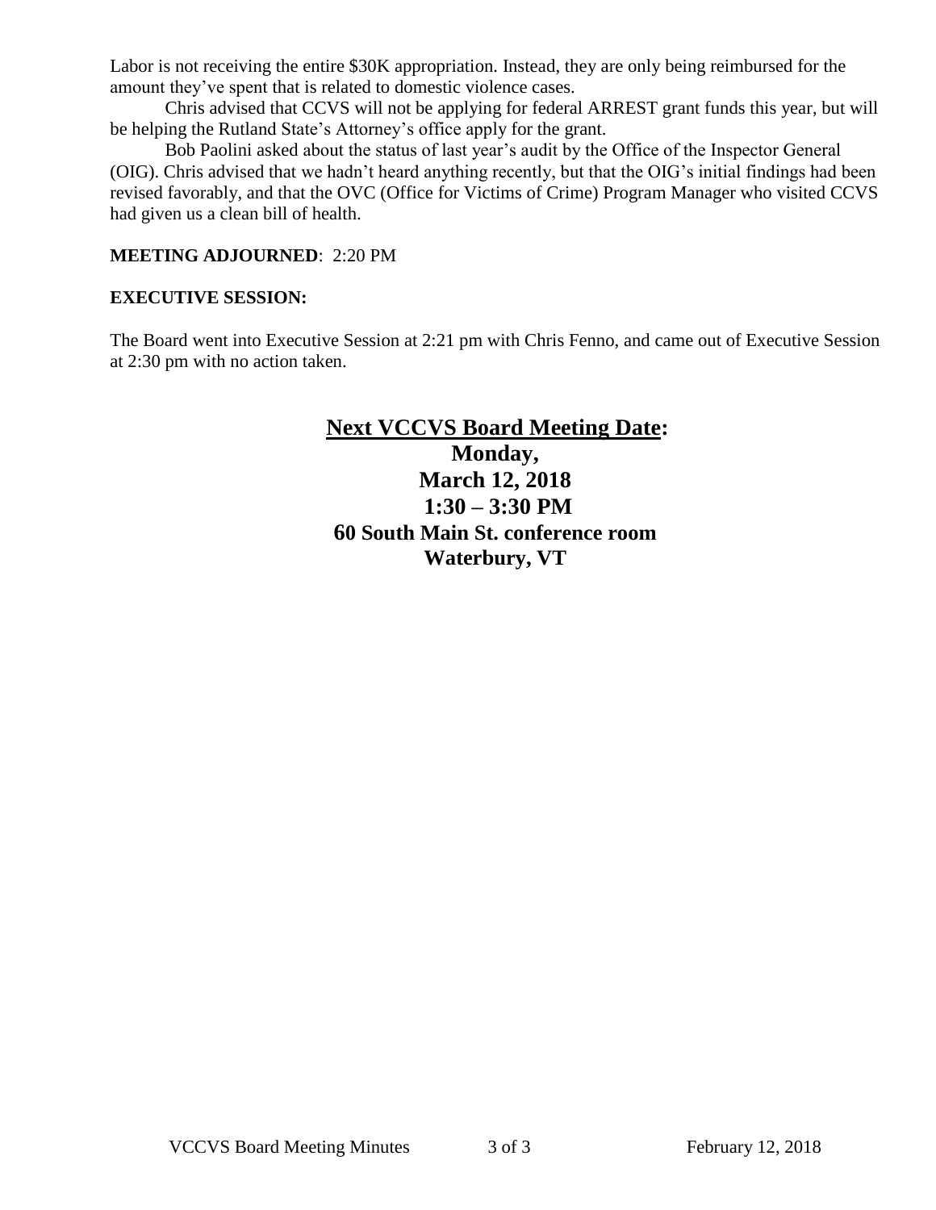Labor is not receiving the entire $30K appropriation. Instead, they are only being reimbursed for the amount they've spent that is related to domestic violence cases.

Chris advised that CCVS will not be applying for federal ARREST grant funds this year, but will be helping the Rutland State's Attorney's office apply for the grant.

Bob Paolini asked about the status of last year's audit by the Office of the Inspector General (OIG). Chris advised that we hadn't heard anything recently, but that the OIG's initial findings had been revised favorably, and that the OVC (Office for Victims of Crime) Program Manager who visited CCVS had given us a clean bill of health.

**MEETING ADJOURNED**: 2:20 PM

**EXECUTIVE SESSION:**

The Board went into Executive Session at 2:21 pm with Chris Fenno, and came out of Executive Session at 2:30 pm with no action taken.

**Next VCCVS Board Meeting Date:**
**Monday,**
**March 12, 2018**
**1:30 – 3:30 PM**
**60 South Main St. conference room**
**Waterbury, VT**